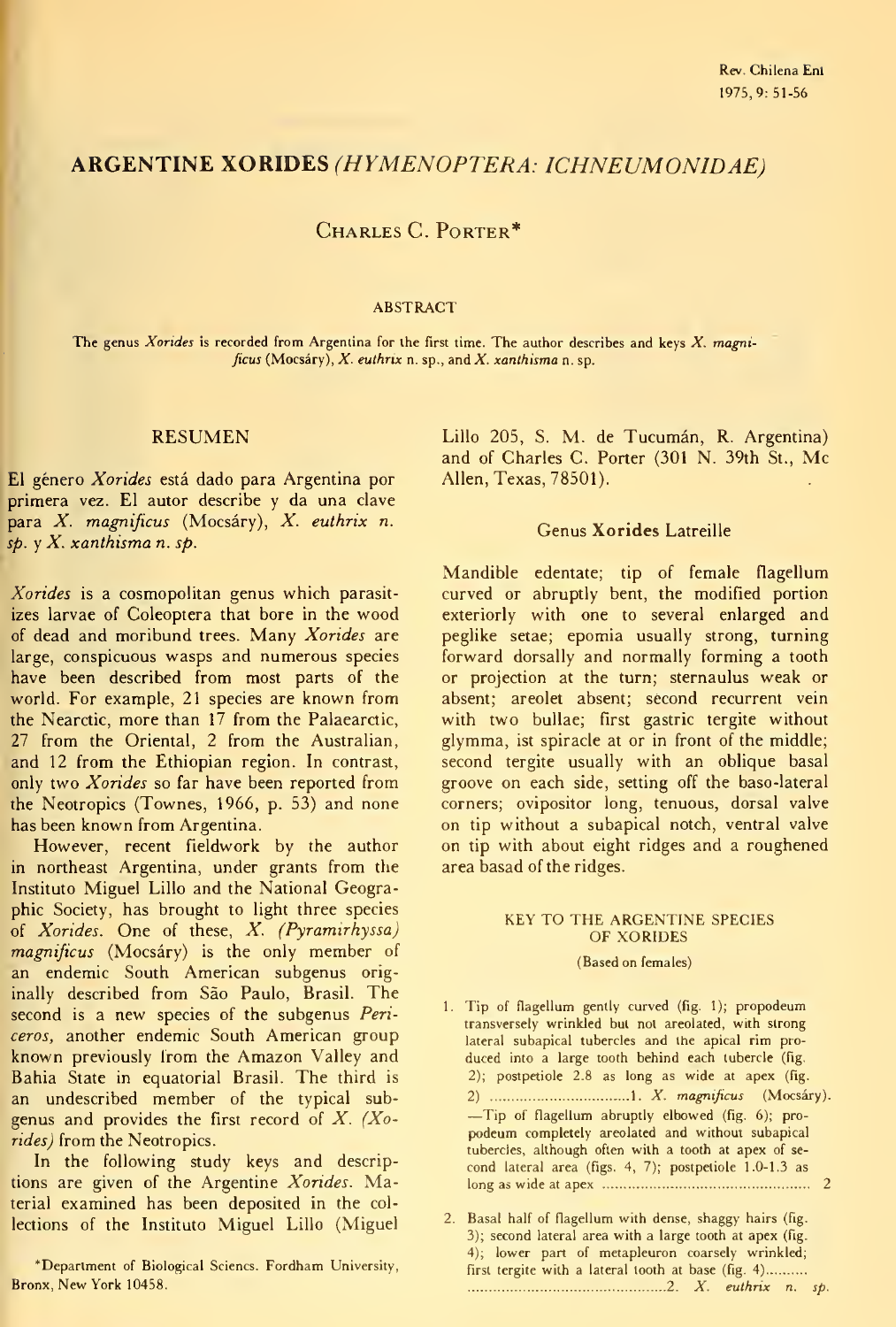# ARGENTINE XORIDES *(HYMENOPTERA: ICHNEUMONIDAE)*

CHARLES C. PORTER*

#### ABSTRACT

The genus *Xorides* is recorded from Argentina for the first time. The author describes and keys *X. magnificus* (Mocsáry), *X. euthrix* n. sp., and *X. xanthisma* n. sp.

#### RESUMEN

El género *Xorides* está dado para Argentina por primera vez. El autor describe y da una clave para *X. magnificus* (Mocsáry), *X. euthrix n. sp.* y *X. xanthisma n. sp.*

*Xorides* is a cosmopolitan genus which parasitizes larvae of Coleoptera that bore in the wood of dead and moribund trees. Many *Xorides* are large, conspicuous wasps and numerous species have been described from most parts of the world. For example, 21 species are known from the Nearctic, more than 17 from the Palaearctic, 27 from the Oriental, 2 from the Australian, and 12 from the Ethiopian region. In contrast, only two *Xorides* so far have been reported from the Neotropics (Townes, 1966, p. 53) and none has been known from Argentina.

However, recent fieldwork by the author in northeast Argentina, under grants from the Instituto Miguel Lillo and the National Geographic Society, has brought to light three species of *Xorides*. One of these, *X. (Pyramirhyssa) magnificus* (Mocsáry) is the only member of an endemic South American subgenus originally described from São Paulo, Brasil. The second is a new species of the subgenus *Periceros*, another endemic South American group known previously from the Amazon Valley and Bahia State in equatorial Brasil. The third is an undescribed member of the typical subgenus and provides the first record of *X. (Xorides)* from the Neotropics.

In the following study keys and descriptions are given of the Argentine *Xorides*. Material examined has been deposited in the collections of the Instituto Miguel Lillo (Miguel Lillo 205, S. M. de Tucumán, R. Argentina) and of Charles C. Porter (301 N. 39th St., Mc Allen, Texas, 78501).

*Department of Biological Sciencs. Fordham University, Bronx, New York 10458.

## Genus Xorides Latreille

Mandible edentate; tip of female flagellum curved or abruptly bent, the modified portion exteriorly with one to several enlarged and peglike setae; epomia usually strong, turning forward dorsally and normally forming a tooth or projection at the turn; sternaulus weak or absent; areolet absent; second recurrent vein with two bullae; first gastric tergite without glymma, ist spiracle at or in front of the middle; second tergite usually with an oblique basal groove on each side, setting off the baso-lateral corners; ovipositor long, tenuous, dorsal valve on tip without a subapical notch, ventral valve on tip with about eight ridges and a roughened area basad of the ridges.

#### KEY TO THE ARGENTINE SPECIES OF XORIDES

(Based on females)

1. Tip of flagellum gently curved (fig. 1); propodeum transversely wrinkled but not areolated, with strong lateral subapical tubercles and the apical rim produced into a large tooth behind each tubercle (fig. 2); postpetiole 2.8 as long as wide at apex (fig. 2) .................................1. *X. magnificus* (Mocsáry).
   —Tip of flagellum abruptly elbowed (fig. 6); propodeum completely areolated and without subapical tubercles, although often with a tooth at apex of second lateral area (figs. 4, 7); postpetiole 1.0-1.3 as long as wide at apex ................................................ 2

2. Basal half of flagellum with dense, shaggy hairs (fig. 3); second lateral area with a large tooth at apex (fig. 4); lower part of metapleuron coarsely wrinkled; first tergite with a lateral tooth at base (fig. 4).......... ...............................................2. *X. euthrix n. sp.*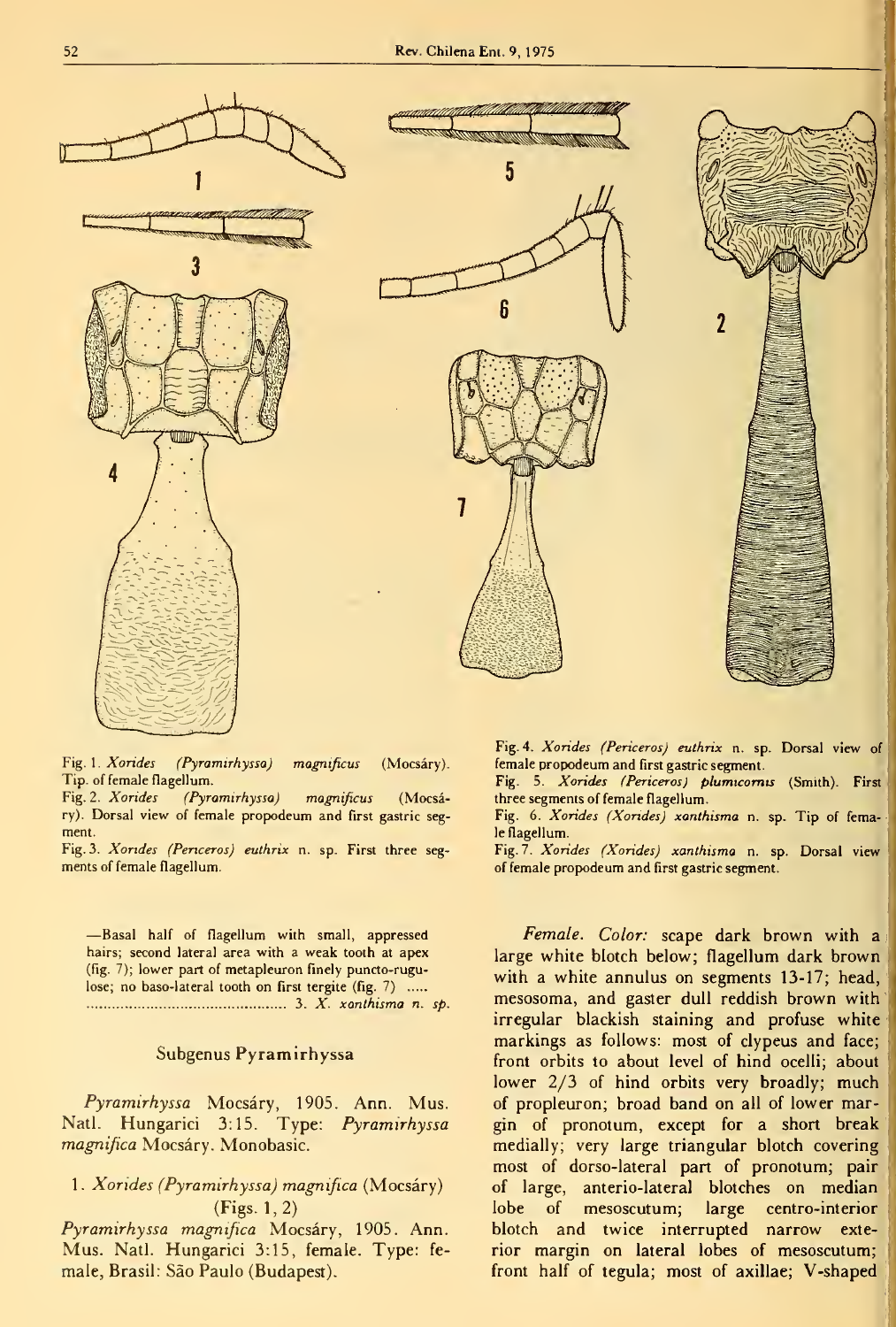Fig. 1. *Xorides (Pyramirhyssa) magnificus* (Mocsáry). Tip of female flagellum.
Fig. 2. *Xorides (Pyramirhyssa) magnificus* (Mocsáry). Dorsal view of female propodeum and first gastric segment.
Fig. 3. *Xorides (Periceros) euthrix* n. sp. First three segments of female flagellum.
Fig. 4. *Xorides (Periceros) euthrix* n. sp. Dorsal view of female propodeum and first gastric segment.
Fig. 5. *Xorides (Periceros) plumicornis* (Smith). First three segments of female flagellum.
Fig. 6. *Xorides (Xorides) xanthisma* n. sp. Tip of female flagellum.
Fig. 7. *Xorides (Xorides) xanthisma* n. sp. Dorsal view of female propodeum and first gastric segment.

—Basal half of flagellum with small, appressed hairs; second lateral area with a weak tooth at apex (fig. 7); lower part of metapleuron finely puncto-rugulose; no baso-lateral tooth on first tergite (fig. 7) ..... ............................................. 3. *X. xanthisma n. sp.*

## Subgenus Pyramirhyssa

*Pyramirhyssa* Mocsáry, 1905. Ann. Mus. Natl. Hungarici 3:15. Type: *Pyramirhyssa magnifica* Mocsáry. Monobasic.

### 1. *Xorides (Pyramirhyssa) magnifica* (Mocsáry) (Figs. 1, 2)

*Pyramirhyssa magnifica* Mocsáry, 1905. Ann. Mus. Natl. Hungarici 3:15, female. Type: female, Brasil: São Paulo (Budapest).

*Female. Color:* scape dark brown with a large white blotch below; flagellum dark brown with a white annulus on segments 13-17; head, mesosoma, and gaster dull reddish brown with irregular blackish staining and profuse white markings as follows: most of clypeus and face; front orbits to about level of hind ocelli; about lower 2/3 of hind orbits very broadly; much of propleuron; broad band on all of lower margin of pronotum, except for a short break medially; very large triangular blotch covering most of dorso-lateral part of pronotum; pair of large, anterio-lateral blotches on median lobe of mesoscutum; large centro-interior blotch and twice interrupted narrow exterior margin on lateral lobes of mesoscutum; front half of tegula; most of axillae; V-shaped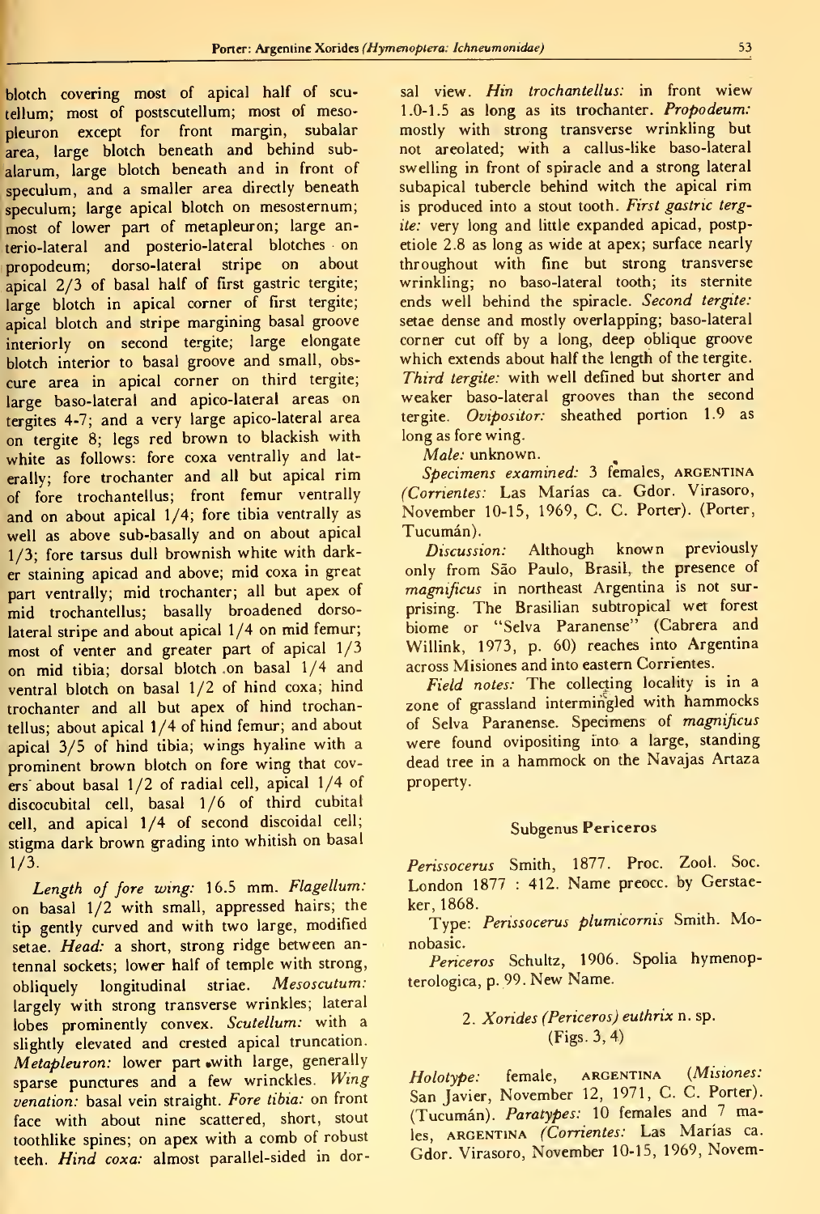blotch covering most of apical half of scutellum; most of postscutellum; most of mesopleuron except for front margin, subalar area, large blotch beneath and behind subalarum, large blotch beneath and in front of speculum, and a smaller area directly beneath speculum; large apical blotch on mesosternum; most of lower part of metapleuron; large anterio-lateral and posterio-lateral blotches on propodeum; dorso-lateral stripe on about apical 2/3 of basal half of first gastric tergite; large blotch in apical corner of first tergite; apical blotch and stripe margining basal groove interiorly on second tergite; large elongate blotch interior to basal groove and small, obscure area in apical corner on third tergite; large baso-lateral and apico-lateral areas on tergites 4-7; and a very large apico-lateral area on tergite 8; legs red brown to blackish with white as follows: fore coxa ventrally and laterally; fore trochanter and all but apical rim of fore trochantellus; front femur ventrally and on about apical 1/4; fore tibia ventrally as well as above sub-basally and on about apical 1/3; fore tarsus dull brownish white with darker staining apicad and above; mid coxa in great part ventrally; mid trochanter; all but apex of mid trochantellus; basally broadened dorso-lateral stripe and about apical 1/4 on mid femur; most of venter and greater part of apical 1/3 on mid tibia; dorsal blotch on basal 1/4 and ventral blotch on basal 1/2 of hind coxa; hind trochanter and all but apex of hind trochantellus; about apical 1/4 of hind femur; and about apical 3/5 of hind tibia; wings hyaline with a prominent brown blotch on fore wing that covers about basal 1/2 of radial cell, apical 1/4 of discocubital cell, basal 1/6 of third cubital cell, and apical 1/4 of second discoidal cell; stigma dark brown grading into whitish on basal 1/3.

*Length of fore wing:* 16.5 mm. *Flagellum:* on basal 1/2 with small, appressed hairs; the tip gently curved and with two large, modified setae. *Head:* a short, strong ridge between antennal sockets; lower half of temple with strong, obliquely longitudinal striae. *Mesoscutum:* largely with strong transverse wrinkles; lateral lobes prominently convex. *Scutellum:* with a slightly elevated and crested apical truncation. *Metapleuron:* lower part with large, generally sparse punctures and a few wrinckles. *Wing venation:* basal vein straight. *Fore tibia:* on front face with about nine scattered, short, stout toothlike spines; on apex with a comb of robust teeh. *Hind coxa:* almost parallel-sided in dorsal view. *Hin trochantellus:* in front wiew 1.0-1.5 as long as its trochanter. *Propodeum:* mostly with strong transverse wrinkling but not areolated; with a callus-like baso-lateral swelling in front of spiracle and a strong lateral subapical tubercle behind witch the apical rim is produced into a stout tooth. *First gastric tergite:* very long and little expanded apicad, postpetiole 2.8 as long as wide at apex; surface nearly throughout with fine but strong transverse wrinkling; no baso-lateral tooth; its sternite ends well behind the spiracle. *Second tergite:* setae dense and mostly overlapping; baso-lateral corner cut off by a long, deep oblique groove which extends about half the length of the tergite. *Third tergite:* with well defined but shorter and weaker baso-lateral grooves than the second tergite. *Ovipositor:* sheathed portion 1.9 as long as fore wing.

*Male:* unknown.

*Specimens examined:* 3 females, ARGENTINA (*Corrientes:* Las Marías ca. Gdor. Virasoro, November 10-15, 1969, C. C. Porter). (Porter, Tucumán).

*Discussion:* Although known previously only from São Paulo, Brasil, the presence of *magnificus* in northeast Argentina is not surprising. The Brasilian subtropical wet forest biome or "Selva Paranense" (Cabrera and Willink, 1973, p. 60) reaches into Argentina across Misiones and into eastern Corrientes.

*Field notes:* The collecting locality is in a zone of grassland intermingled with hammocks of Selva Paranense. Specimens of *magnificus* were found ovipositing into a large, standing dead tree in a hammock on the Navajas Artaza property.

## Subgenus Periceros

*Perissocerus* Smith, 1877. Proc. Zool. Soc. London 1877 : 412. Name preocc. by Gerstaeker, 1868.

Type: *Perissocerus plumicornis* Smith. Monobasic.

*Periceros* Schultz, 1906. Spolia hymenopterologica, p. 99. New Name.

### 2. *Xorides (Periceros) euthrix* n. sp. (Figs. 3, 4)

*Holotype:* female, ARGENTINA (*Misiones:* San Javier, November 12, 1971, C. C. Porter). (Tucumán). *Paratypes:* 10 females and 7 males, ARGENTINA (*Corrientes:* Las Marías ca. Gdor. Virasoro, November 10-15, 1969, Novem-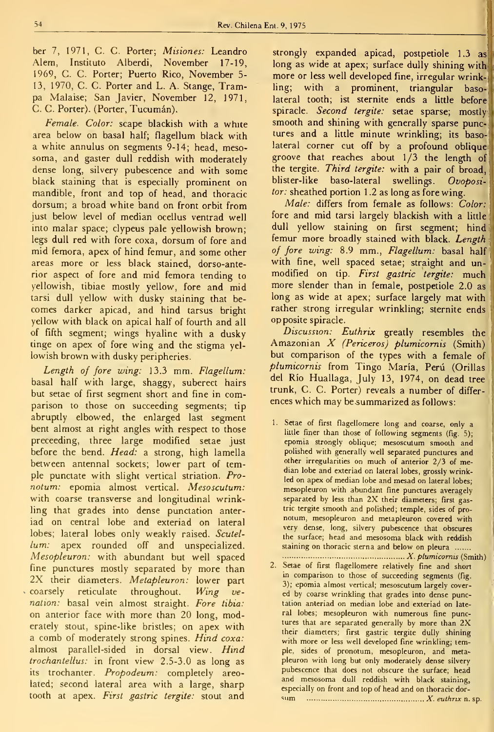ber 7, 1971, C. C. Porter; *Misiones:* Leandro Alem, Instituto Alberdi, November 17-19, 1969, C. C. Porter; Puerto Rico, November 5-13, 1970, C. C. Porter and L. A. Stange, Trampa Malaise; San Javier, November 12, 1971, C. C. Porter). (Porter, Tucumán).

*Female. Color:* scape blackish with a white area below on basal half; flagellum black with a white annulus on segments 9-14; head, mesosoma, and gaster dull reddish with moderately dense long, silvery pubescence and with some black staining that is especially prominent on mandible, front and top of head, and thoracic dorsum; a broad white band on front orbit from just below level of median ocellus ventrad well into malar space; clypeus pale yellowish brown; legs dull red with fore coxa, dorsum of fore and mid femora, apex of hind femur, and some other areas more or less black stained, dorso-anterior aspect of fore and mid femora tending to yellowish, tibiae mostly yellow, fore and mid tarsi dull yellow with dusky staining that becomes darker apicad, and hind tarsus bright yellow with black on apical half of fourth and all of fifth segment; wings hyaline with a dusky tinge on apex of fore wing and the stigma yellowish brown with dusky peripheries.

*Length of fore wing:* 13.3 mm. *Flagellum:* basal half with large, shaggy, suberect hairs but setae of first segment short and fine in comparison to those on succeeding segments; tip abruptly elbowed, the enlarged last segment bent almost at right angles with respect to those preceeding, three large modified setae just before the bend. *Head:* a strong, high lamella between antennal sockets; lower part of temple punctate with slight vertical striation. *Pronotum:* epomia almost vertical. *Mesoscutum:* with coarse transverse and longitudinal wrinkling that grades into dense punctation anteriad on central lobe and exteriad on lateral lobes; lateral lobes only weakly raised. *Scutellum:* apex rounded off and unspecialized. *Mesopleuron:* with abundant but well spaced fine punctures mostly separated by more than 2X their diameters. *Metapleuron:* lower part coarsely reticulate throughout. *Wing venation:* basal vein almost straight. *Fore tibia:* on anterior face with more than 20 long, moderately stout, spine-like bristles; on apex with a comb of moderately strong spines. *Hind coxa:* almost parallel-sided in dorsal view. *Hind trochantellus:* in front view 2.5-3.0 as long as its trochanter. *Propodeum:* completely areolated; second lateral area with a large, sharp tooth at apex. *First gastric tergite:* stout and strongly expanded apicad, postpetiole 1.3 as long as wide at apex; surface dully shining with more or less well developed fine, irregular wrinkling; with a prominent, triangular basolateral tooth; ist sternite ends a little before spiracle. *Second tergite:* setae sparse; mostly smooth and shining with generally sparse punctures and a little minute wrinkling; its basolateral corner cut off by a profound oblique groove that reaches about 1/3 the length of the tergite. *Third tergite:* with a pair of broad, blister-like baso-lateral swellings. *Ovopositor:* sheathed portion 1.2 as long as fore wing.

*Male:* differs from female as follows: *Color:* fore and mid tarsi largely blackish with a little dull yellow staining on first segment; hind femur more broadly stained with black. *Length of fore wing:* 8.9 mm., *Flagellum:* basal half with fine, well spaced setae; straight and unmodified on tip. *First gastric tergite:* much more slender than in female, postpetiole 2.0 as long as wide at apex; surface largely mat with rather strong irregular wrinkling; sternite ends opposite spiracle.

*Discussion: Euthrix* greatly resembles the Amazonian *X (Periceros) plumicornis* (Smith) but comparison of the types with a female of *plumicornis* from Tingo María, Perú (Orillas del Río Huallaga, July 13, 1974, on dead tree trunk, C. C. Porter) reveals a number of differences which may be summarized as follows:

1. Setae of first flagellomere long and coarse, only a little finer than those of following segments (fig. 5); epomia strongly oblique; mesoscutum smooth and polished with generally well separated punctures and other irregularities on much of anterior 2/3 of median lobe and exteriad on lateral lobes, grossly wrinkled on apex of median lobe and mesad on lateral lobes; mesopleuron with abundant fine punctures averagely separated by less than 2X their diameters; first gastric tergite smooth and polished; temple, sides of pronotum, mesopleuron and metapleuron covered with very dense, long, silvery pubescence that obscures the surface; head and mesosoma black with reddish staining on thoracic sterna and below on pleura ....... ....................................................... *X. plumicornis* (Smith)
2. Setae of first flagellomere relatively fine and short in comparison to those of succeeding segments (fig. 3); epomia almost vertical; mesoscutum largely covered by coarse wrinkling that grades into dense punctation anteriad on median lobe and exteriad on lateral lobes; mesopleuron with numerous fine punctures that are separated generally by more than 2X their diameters; first gastric tergite dully shining with more or less well developed fine wrinkling; temple, sides of pronotum, mesopleuron, and metapleuron with long but only moderately dense silvery pubescence that does not obscure the surface; head and mesosoma dull reddish with black staining, especially on front and top of head and on thoracic dorsum ....................................................... *X. euthrix* n. sp.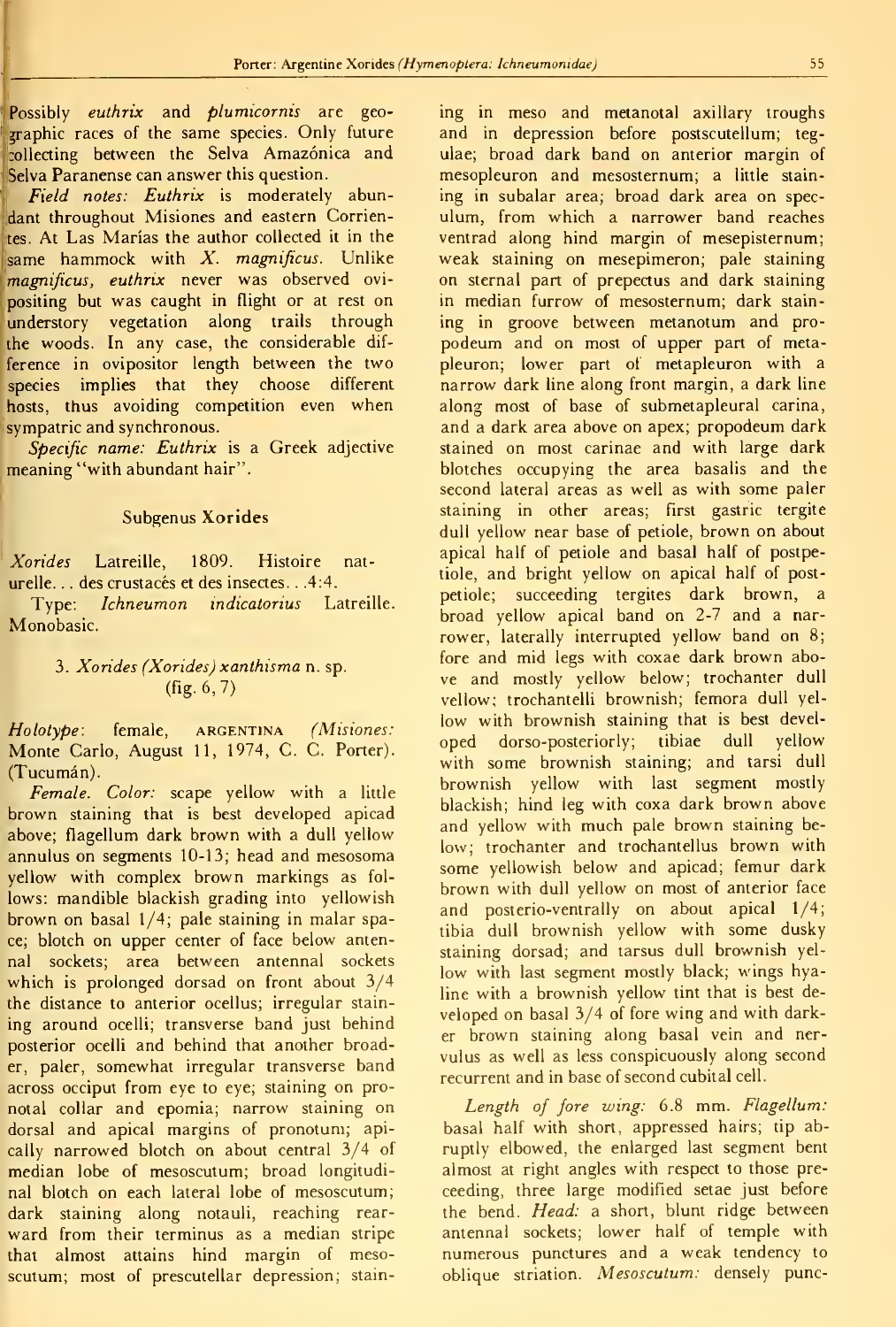Possibly *euthrix* and *plumicornis* are geographic races of the same species. Only future collecting between the Selva Amazónica and Selva Paranense can answer this question.

*Field notes: Euthrix* is moderately abundant throughout Misiones and eastern Corrientes. At Las Marías the author collected it in the same hammock with *X. magnificus*. Unlike *magnificus*, *euthrix* never was observed ovipositing but was caught in flight or at rest on understory vegetation along trails through the woods. In any case, the considerable difference in ovipositor length between the two species implies that they choose different hosts, thus avoiding competition even when sympatric and synchronous.

*Specific name: Euthrix* is a Greek adjective meaning "with abundant hair".

## Subgenus Xorides

*Xorides* Latreille, 1809. Histoire naturelle... des crustacés et des insectes...4:4.

Type: *Ichneumon indicatorius* Latreille. Monobasic.

### 3. *Xorides (Xorides) xanthisma* n. sp. (fig. 6, 7)

*Holotype*: female, ARGENTINA (*Misiones:* Monte Carlo, August 11, 1974, C. C. Porter). (Tucumán).

*Female. Color:* scape yellow with a little brown staining that is best developed apicad above; flagellum dark brown with a dull yellow annulus on segments 10-13; head and mesosoma yellow with complex brown markings as follows: mandible blackish grading into yellowish brown on basal 1/4; pale staining in malar space; blotch on upper center of face below antennal sockets; area between antennal sockets which is prolonged dorsad on front about 3/4 the distance to anterior ocellus; irregular staining around ocelli; transverse band just behind posterior ocelli and behind that another broader, paler, somewhat irregular transverse band across occiput from eye to eye; staining on pronotal collar and epomia; narrow staining on dorsal and apical margins of pronotum; apically narrowed blotch on about central 3/4 of median lobe of mesoscutum; broad longitudinal blotch on each lateral lobe of mesoscutum; dark staining along notauli, reaching rearward from their terminus as a median stripe that almost attains hind margin of mesoscutum; most of prescutellar depression; staining in meso and metanotal axillary troughs and in depression before postscutellum; tegulae; broad dark band on anterior margin of mesopleuron and mesosternum; a little staining in subalar area; broad dark area on speculum, from which a narrower band reaches ventrad along hind margin of mesepisternum; weak staining on mesepimeron; pale staining on sternal part of prepectus and dark staining in median furrow of mesosternum; dark staining in groove between metanotum and propodeum and on most of upper part of metapleuron; lower part of metapleuron with a narrow dark line along front margin, a dark line along most of base of submetapleural carina, and a dark area above on apex; propodeum dark stained on most carinae and with large dark blotches occupying the area basalis and the second lateral areas as well as with some paler staining in other areas; first gastric tergite dull yellow near base of petiole, brown on about apical half of petiole and basal half of postpetiole, and bright yellow on apical half of postpetiole; succeeding tergites dark brown, a broad yellow apical band on 2-7 and a narrower, laterally interrupted yellow band on 8; fore and mid legs with coxae dark brown above and mostly yellow below; trochanter dull yellow; trochantelli brownish; femora dull yellow with brownish staining that is best developed dorso-posteriorly; tibiae dull yellow with some brownish staining; and tarsi dull brownish yellow with last segment mostly blackish; hind leg with coxa dark brown above and yellow with much pale brown staining below; trochanter and trochantellus brown with some yellowish below and apicad; femur dark brown with dull yellow on most of anterior face and posterio-ventrally on about apical 1/4; tibia dull brownish yellow with some dusky staining dorsad; and tarsus dull brownish yellow with last segment mostly black; wings hyaline with a brownish yellow tint that is best developed on basal 3/4 of fore wing and with darker brown staining along basal vein and nervulus as well as less conspicuously along second recurrent and in base of second cubital cell.

*Length of fore wing:* 6.8 mm. *Flagellum:* basal half with short, appressed hairs; tip abruptly elbowed, the enlarged last segment bent almost at right angles with respect to those preceeding, three large modified setae just before the bend. *Head:* a short, blunt ridge between antennal sockets; lower half of temple with numerous punctures and a weak tendency to oblique striation. *Mesoscutum:* densely punc-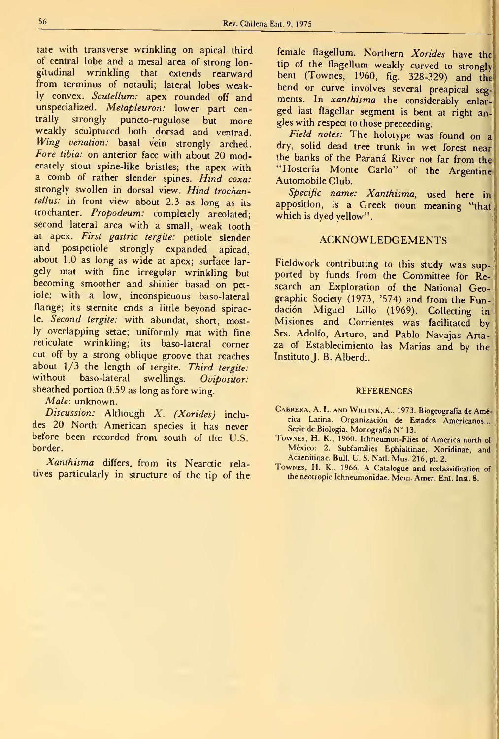tate with transverse wrinkling on apical third of central lobe and a mesal area of strong longitudinal wrinkling that extends rearward from terminus of notauli; lateral lobes weakly convex. *Scutellum:* apex rounded off and unspecialized. *Metapleuron:* lower part centrally strongly puncto-rugulose but more weakly sculptured both dorsad and ventrad. *Wing venation:* basal vein strongly arched. *Fore tibia:* on anterior face with about 20 moderately stout spine-like bristles; the apex with a comb of rather slender spines. *Hind coxa:* strongly swollen in dorsal view. *Hind trochantellus:* in front view about 2.3 as long as its trochanter. *Propodeum:* completely areolated; second lateral area with a small, weak tooth at apex. *First gastric tergite:* petiole slender and postpetiole strongly expanded apicad, about 1.0 as long as wide at apex; surface largely mat with fine irregular wrinkling but becoming smoother and shinier basad on petiole; with a low, inconspicuous baso-lateral flange; its sternite ends a little beyond spiracle. *Second tergite:* with abundat, short, mostly overlapping setae; uniformly mat with fine reticulate wrinkling; its baso-lateral corner cut off by a strong oblique groove that reaches about 1/3 the length of tergite. *Third tergite:* without baso-lateral swellings. *Ovipositor:* sheathed portion 0.59 as long as fore wing.

*Male*: unknown.

*Discussion:* Although *X. (Xorides)* includes 20 North American species it has never before been recorded from south of the U.S. border.

*Xanthisma* differs from its Nearctic relatives particularly in structure of the tip of the female flagellum. Northern *Xorides* have the tip of the flagellum weakly curved to strongly bent (Townes, 1960, fig. 328-329) and the bend or curve involves several preapical segments. In *xanthisma* the considerably enlarged last flagellar segment is bent at right angles with respect to those preceeding.

*Field notes:* The holotype was found on a dry, solid dead tree trunk in wet forest near the banks of the Paraná River not far from the "Hostería Monte Carlo" of the Argentine Automobile Club.

*Specific name: Xanthisma,* used here in apposition, is a Greek noun meaning "that which is dyed yellow".

## ACKNOWLEDGEMENTS

Fieldwork contributing to this study was supported by funds from the Committee for Research an Exploration of the National Geographic Society (1973, '574) and from the Fundación Miguel Lillo (1969). Collecting in Misiones and Corrientes was facilitated by Srs. Adolfo, Arturo, and Pablo Navajas Artaza of Establecimiento las Marías and by the Instituto J. B. Alberdi.

## REFERENCES

Cabrera, A. L. and Willink, A., 1973. Biogeografía de América Latina. Organización de Estados Americanos... Serie de Biología, Monografía N° 13.

Townes, H. K., 1960. Ichneumon-Flies of America north of México: 2. Subfamilies Ephialtinae, Xoridinae, and Acaenitinae. Bull. U. S. Natl. Mus. 216, pt. 2.

Townes, H. K., 1966. A Catalogue and reclassification of the neotropic Ichneumonidae. Mem. Amer. Ent. Inst. 8.